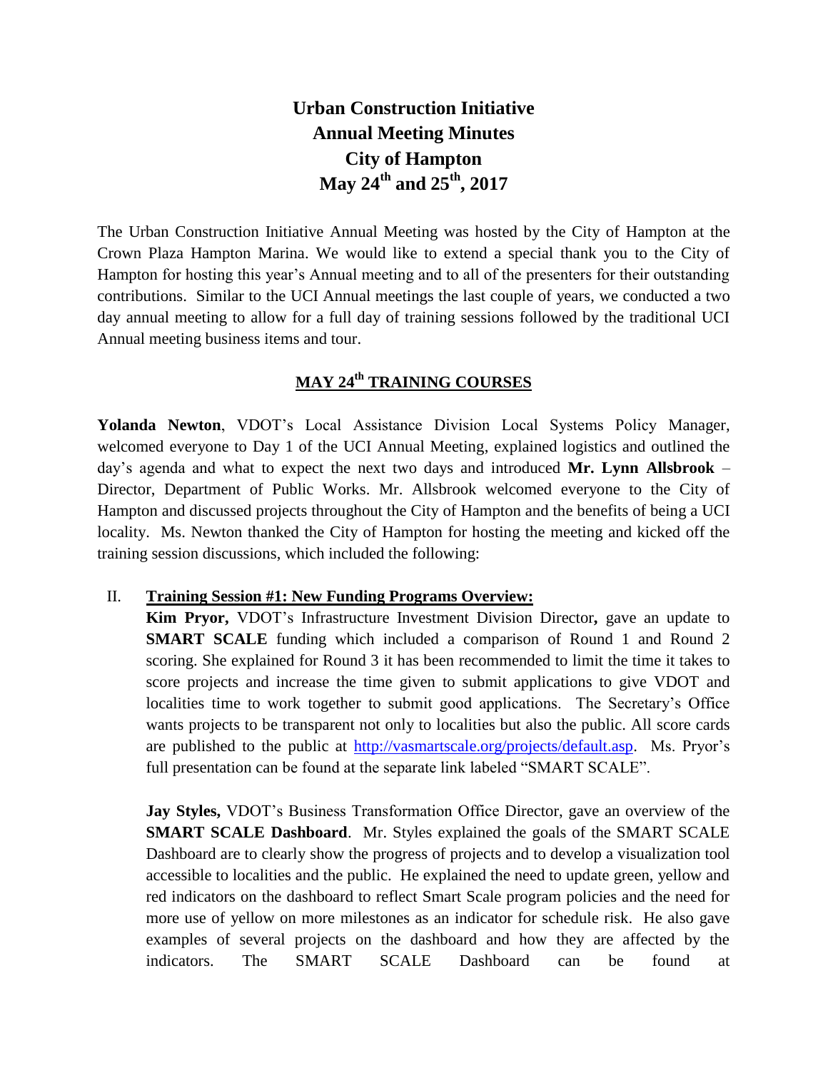# Urban Construction Initiative
# Annual Meeting Minutes
# City of Hampton
# May 24th and 25th, 2017

The Urban Construction Initiative Annual Meeting was hosted by the City of Hampton at the Crown Plaza Hampton Marina. We would like to extend a special thank you to the City of Hampton for hosting this year's Annual meeting and to all of the presenters for their outstanding contributions. Similar to the UCI Annual meetings the last couple of years, we conducted a two day annual meeting to allow for a full day of training sessions followed by the traditional UCI Annual meeting business items and tour.

## MAY 24th TRAINING COURSES

**Yolanda Newton**, VDOT's Local Assistance Division Local Systems Policy Manager, welcomed everyone to Day 1 of the UCI Annual Meeting, explained logistics and outlined the day's agenda and what to expect the next two days and introduced **Mr. Lynn Allsbrook** – Director, Department of Public Works. Mr. Allsbrook welcomed everyone to the City of Hampton and discussed projects throughout the City of Hampton and the benefits of being a UCI locality. Ms. Newton thanked the City of Hampton for hosting the meeting and kicked off the training session discussions, which included the following:

II. **Training Session #1: New Funding Programs Overview:**

**Kim Pryor,** VDOT's Infrastructure Investment Division Director**,** gave an update to **SMART SCALE** funding which included a comparison of Round 1 and Round 2 scoring. She explained for Round 3 it has been recommended to limit the time it takes to score projects and increase the time given to submit applications to give VDOT and localities time to work together to submit good applications. The Secretary's Office wants projects to be transparent not only to localities but also the public. All score cards are published to the public at http://vasmartscale.org/projects/default.asp. Ms. Pryor's full presentation can be found at the separate link labeled "SMART SCALE".

**Jay Styles,** VDOT's Business Transformation Office Director, gave an overview of the **SMART SCALE Dashboard**. Mr. Styles explained the goals of the SMART SCALE Dashboard are to clearly show the progress of projects and to develop a visualization tool accessible to localities and the public. He explained the need to update green, yellow and red indicators on the dashboard to reflect Smart Scale program policies and the need for more use of yellow on more milestones as an indicator for schedule risk. He also gave examples of several projects on the dashboard and how they are affected by the indicators. The SMART SCALE Dashboard can be found at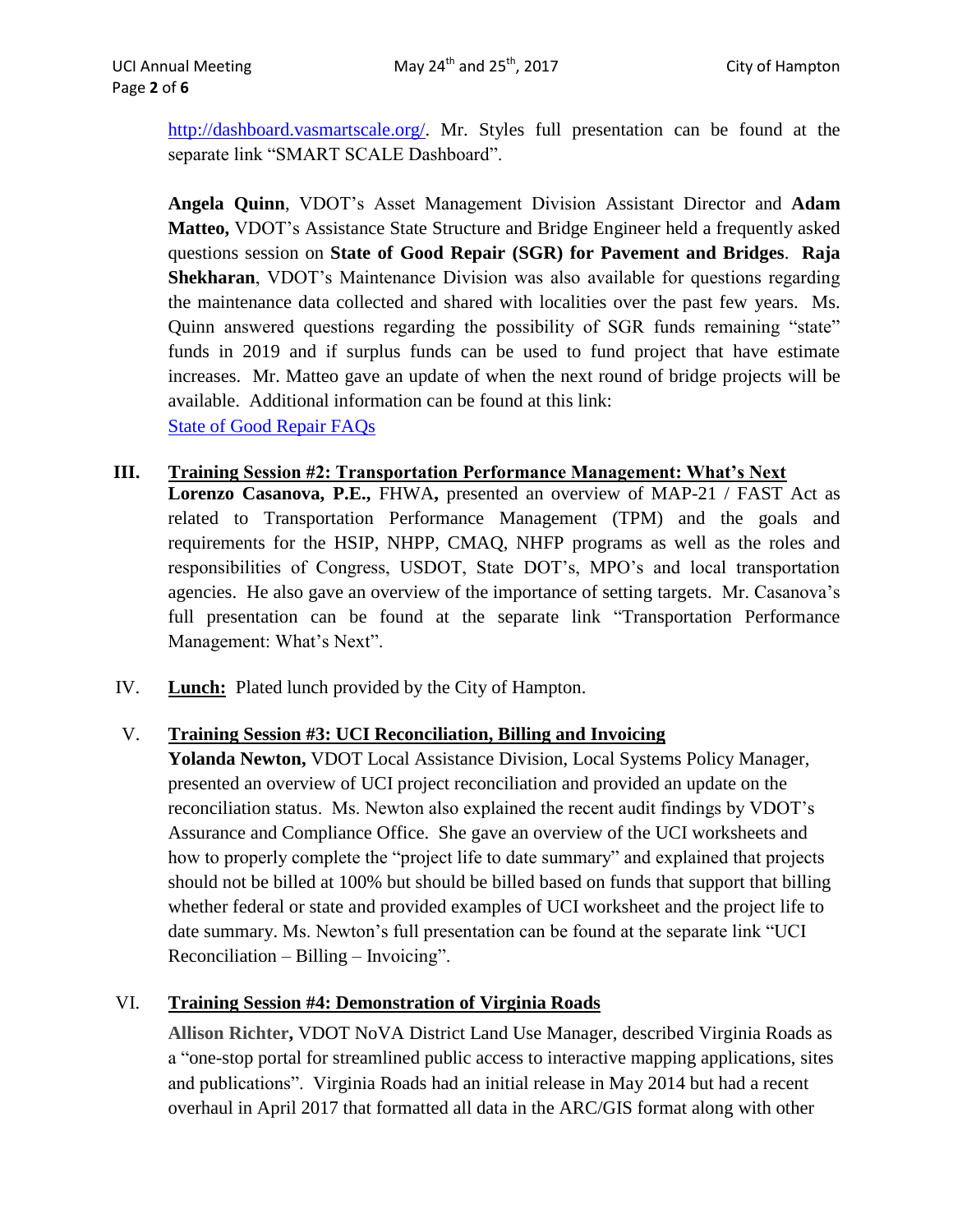http://dashboard.vasmartscale.org/. Mr. Styles full presentation can be found at the separate link "SMART SCALE Dashboard".

**Angela Quinn**, VDOT's Asset Management Division Assistant Director and **Adam Matteo,** VDOT's Assistance State Structure and Bridge Engineer held a frequently asked questions session on **State of Good Repair (SGR) for Pavement and Bridges**. **Raja Shekharan**, VDOT's Maintenance Division was also available for questions regarding the maintenance data collected and shared with localities over the past few years. Ms. Quinn answered questions regarding the possibility of SGR funds remaining "state" funds in 2019 and if surplus funds can be used to fund project that have estimate increases. Mr. Matteo gave an update of when the next round of bridge projects will be available. Additional information can be found at this link:
State of Good Repair FAQs

## III. Training Session #2: Transportation Performance Management: What's Next

**Lorenzo Casanova, P.E.,** FHWA**,** presented an overview of MAP-21 / FAST Act as related to Transportation Performance Management (TPM) and the goals and requirements for the HSIP, NHPP, CMAQ, NHFP programs as well as the roles and responsibilities of Congress, USDOT, State DOT's, MPO's and local transportation agencies. He also gave an overview of the importance of setting targets. Mr. Casanova's full presentation can be found at the separate link "Transportation Performance Management: What's Next".

## IV. Lunch:

Plated lunch provided by the City of Hampton.

## V. Training Session #3: UCI Reconciliation, Billing and Invoicing

**Yolanda Newton,** VDOT Local Assistance Division, Local Systems Policy Manager, presented an overview of UCI project reconciliation and provided an update on the reconciliation status. Ms. Newton also explained the recent audit findings by VDOT's Assurance and Compliance Office. She gave an overview of the UCI worksheets and how to properly complete the "project life to date summary" and explained that projects should not be billed at 100% but should be billed based on funds that support that billing whether federal or state and provided examples of UCI worksheet and the project life to date summary. Ms. Newton's full presentation can be found at the separate link "UCI Reconciliation – Billing – Invoicing".

## VI. Training Session #4: Demonstration of Virginia Roads

**Allison Richter,** VDOT NoVA District Land Use Manager, described Virginia Roads as a "one-stop portal for streamlined public access to interactive mapping applications, sites and publications". Virginia Roads had an initial release in May 2014 but had a recent overhaul in April 2017 that formatted all data in the ARC/GIS format along with other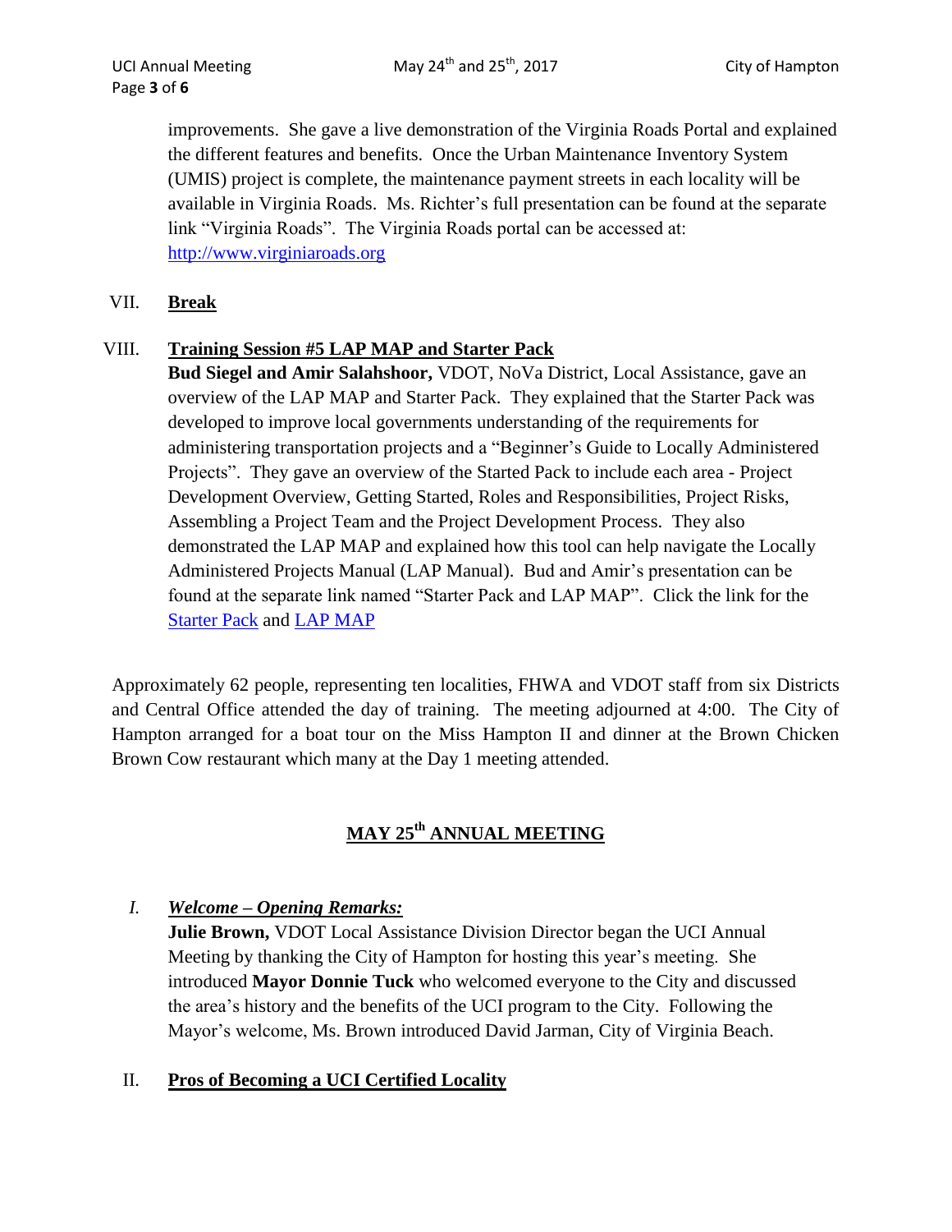improvements. She gave a live demonstration of the Virginia Roads Portal and explained the different features and benefits. Once the Urban Maintenance Inventory System (UMIS) project is complete, the maintenance payment streets in each locality will be available in Virginia Roads. Ms. Richter's full presentation can be found at the separate link "Virginia Roads". The Virginia Roads portal can be accessed at: [http://www.virginiaroads.org](http://www.virginiaroads.org)

VII. **Break**

VIII. **Training Session #5 LAP MAP and Starter Pack**

**Bud Siegel and Amir Salahshoor,** VDOT, NoVa District, Local Assistance, gave an overview of the LAP MAP and Starter Pack. They explained that the Starter Pack was developed to improve local governments understanding of the requirements for administering transportation projects and a "Beginner's Guide to Locally Administered Projects". They gave an overview of the Started Pack to include each area - Project Development Overview, Getting Started, Roles and Responsibilities, Project Risks, Assembling a Project Team and the Project Development Process. They also demonstrated the LAP MAP and explained how this tool can help navigate the Locally Administered Projects Manual (LAP Manual). Bud and Amir's presentation can be found at the separate link named "Starter Pack and LAP MAP". Click the link for the Starter Pack and LAP MAP

Approximately 62 people, representing ten localities, FHWA and VDOT staff from six Districts and Central Office attended the day of training. The meeting adjourned at 4:00. The City of Hampton arranged for a boat tour on the Miss Hampton II and dinner at the Brown Chicken Brown Cow restaurant which many at the Day 1 meeting attended.

## MAY 25th ANNUAL MEETING

I. ***Welcome – Opening Remarks:***

**Julie Brown,** VDOT Local Assistance Division Director began the UCI Annual Meeting by thanking the City of Hampton for hosting this year's meeting. She introduced **Mayor Donnie Tuck** who welcomed everyone to the City and discussed the area's history and the benefits of the UCI program to the City. Following the Mayor's welcome, Ms. Brown introduced David Jarman, City of Virginia Beach.

II. **Pros of Becoming a UCI Certified Locality**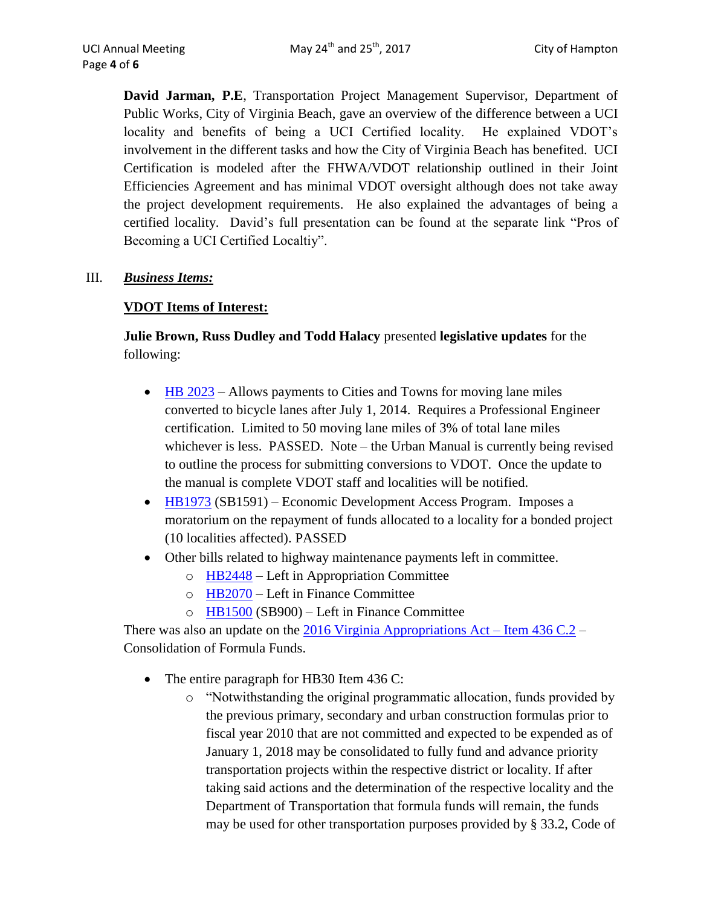**David Jarman, P.E**, Transportation Project Management Supervisor, Department of Public Works, City of Virginia Beach, gave an overview of the difference between a UCI locality and benefits of being a UCI Certified locality. He explained VDOT's involvement in the different tasks and how the City of Virginia Beach has benefited. UCI Certification is modeled after the FHWA/VDOT relationship outlined in their Joint Efficiencies Agreement and has minimal VDOT oversight although does not take away the project development requirements. He also explained the advantages of being a certified locality. David's full presentation can be found at the separate link "Pros of Becoming a UCI Certified Localtiy".

III. ***Business Items:***

**VDOT Items of Interest:**

**Julie Brown, Russ Dudley and Todd Halacy** presented **legislative updates** for the following:

- HB 2023 – Allows payments to Cities and Towns for moving lane miles converted to bicycle lanes after July 1, 2014. Requires a Professional Engineer certification. Limited to 50 moving lane miles of 3% of total lane miles whichever is less. PASSED. Note – the Urban Manual is currently being revised to outline the process for submitting conversions to VDOT. Once the update to the manual is complete VDOT staff and localities will be notified.
- HB1973 (SB1591) – Economic Development Access Program. Imposes a moratorium on the repayment of funds allocated to a locality for a bonded project (10 localities affected). PASSED
- Other bills related to highway maintenance payments left in committee.
  - HB2448 – Left in Appropriation Committee
  - HB2070 – Left in Finance Committee
  - HB1500 (SB900) – Left in Finance Committee

There was also an update on the 2016 Virginia Appropriations Act – Item 436 C.2 – Consolidation of Formula Funds.

- The entire paragraph for HB30 Item 436 C:
  - "Notwithstanding the original programmatic allocation, funds provided by the previous primary, secondary and urban construction formulas prior to fiscal year 2010 that are not committed and expected to be expended as of January 1, 2018 may be consolidated to fully fund and advance priority transportation projects within the respective district or locality. If after taking said actions and the determination of the respective locality and the Department of Transportation that formula funds will remain, the funds may be used for other transportation purposes provided by § 33.2, Code of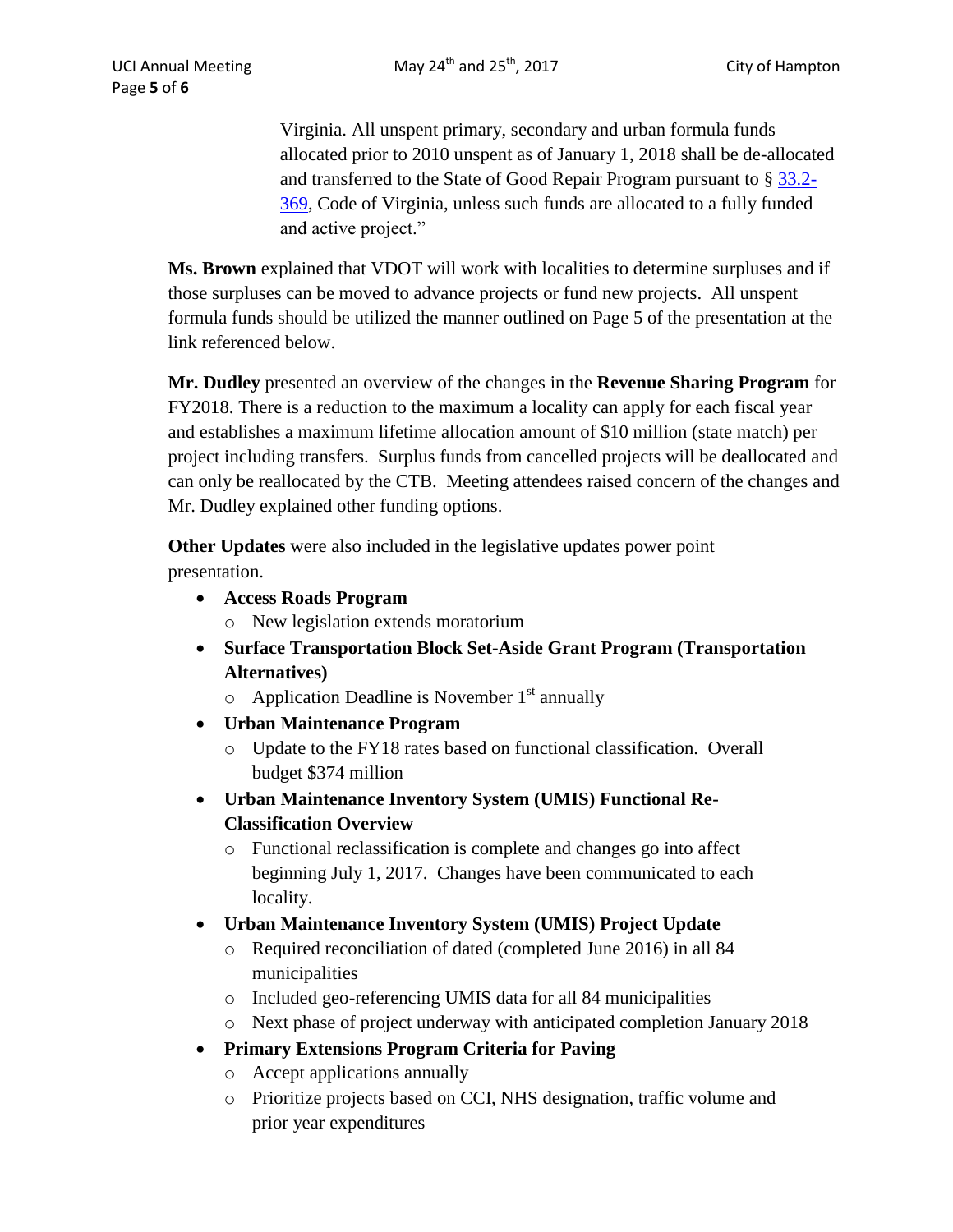Virginia. All unspent primary, secondary and urban formula funds allocated prior to 2010 unspent as of January 1, 2018 shall be de-allocated and transferred to the State of Good Repair Program pursuant to § 33.2-369, Code of Virginia, unless such funds are allocated to a fully funded and active project."

**Ms. Brown** explained that VDOT will work with localities to determine surpluses and if those surpluses can be moved to advance projects or fund new projects. All unspent formula funds should be utilized the manner outlined on Page 5 of the presentation at the link referenced below.

**Mr. Dudley** presented an overview of the changes in the **Revenue Sharing Program** for FY2018. There is a reduction to the maximum a locality can apply for each fiscal year and establishes a maximum lifetime allocation amount of $10 million (state match) per project including transfers. Surplus funds from cancelled projects will be deallocated and can only be reallocated by the CTB. Meeting attendees raised concern of the changes and Mr. Dudley explained other funding options.

**Other Updates** were also included in the legislative updates power point presentation.

- **Access Roads Program**
  - New legislation extends moratorium
- **Surface Transportation Block Set-Aside Grant Program (Transportation Alternatives)**
  - Application Deadline is November 1st annually
- **Urban Maintenance Program**
  - Update to the FY18 rates based on functional classification. Overall budget $374 million
- **Urban Maintenance Inventory System (UMIS) Functional Re-Classification Overview**
  - Functional reclassification is complete and changes go into affect beginning July 1, 2017. Changes have been communicated to each locality.
- **Urban Maintenance Inventory System (UMIS) Project Update**
  - Required reconciliation of dated (completed June 2016) in all 84 municipalities
  - Included geo-referencing UMIS data for all 84 municipalities
  - Next phase of project underway with anticipated completion January 2018
- **Primary Extensions Program Criteria for Paving**
  - Accept applications annually
  - Prioritize projects based on CCI, NHS designation, traffic volume and prior year expenditures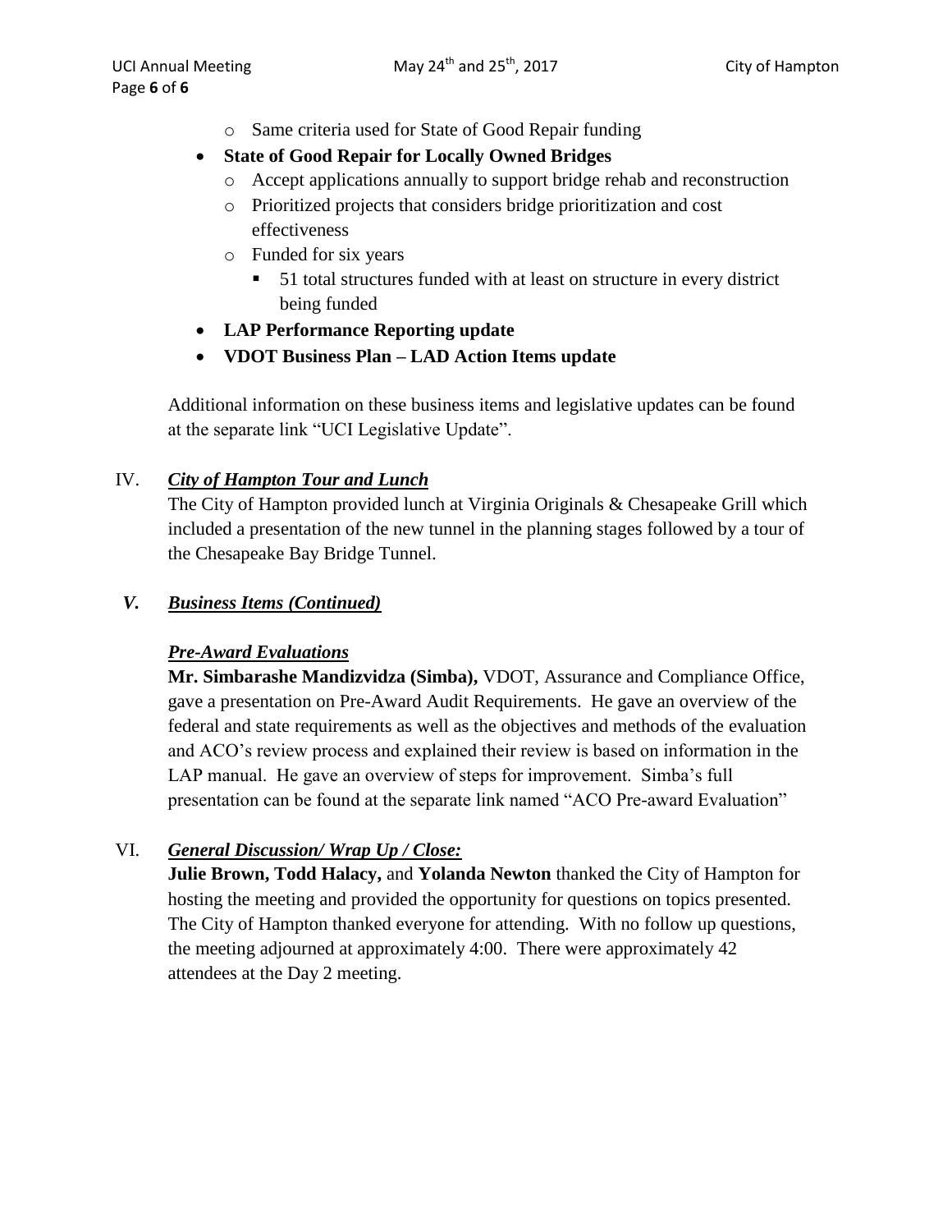- Same criteria used for State of Good Repair funding
- **State of Good Repair for Locally Owned Bridges**
  - Accept applications annually to support bridge rehab and reconstruction
  - Prioritized projects that considers bridge prioritization and cost effectiveness
  - Funded for six years
    - 51 total structures funded with at least on structure in every district being funded
- **LAP Performance Reporting update**
- **VDOT Business Plan – LAD Action Items update**

Additional information on these business items and legislative updates can be found at the separate link "UCI Legislative Update".

## IV. *City of Hampton Tour and Lunch*

The City of Hampton provided lunch at Virginia Originals & Chesapeake Grill which included a presentation of the new tunnel in the planning stages followed by a tour of the Chesapeake Bay Bridge Tunnel.

## *V. Business Items (Continued)*

### *Pre-Award Evaluations*

**Mr. Simbarashe Mandizvidza (Simba),** VDOT, Assurance and Compliance Office, gave a presentation on Pre-Award Audit Requirements. He gave an overview of the federal and state requirements as well as the objectives and methods of the evaluation and ACO's review process and explained their review is based on information in the LAP manual. He gave an overview of steps for improvement. Simba's full presentation can be found at the separate link named "ACO Pre-award Evaluation"

## VI. *General Discussion/ Wrap Up / Close:*

**Julie Brown, Todd Halacy,** and **Yolanda Newton** thanked the City of Hampton for hosting the meeting and provided the opportunity for questions on topics presented. The City of Hampton thanked everyone for attending. With no follow up questions, the meeting adjourned at approximately 4:00. There were approximately 42 attendees at the Day 2 meeting.